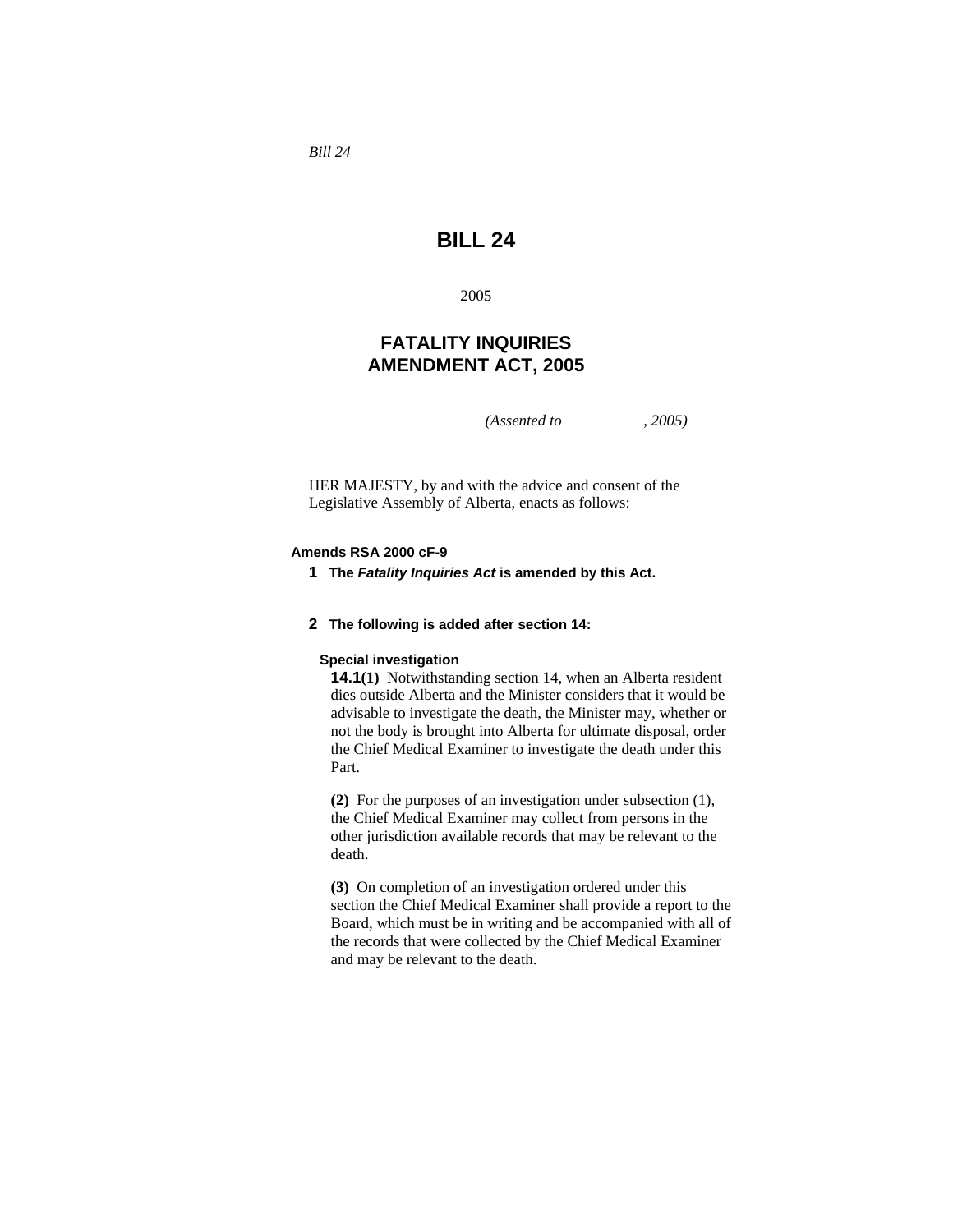*Bill 24*

# BILL 24

2005

## FATALITY INQUIRIES AMENDMENT ACT, 2005

*(Assented to , 2005)*

HER MAJESTY, by and with the advice and consent of the Legislative Assembly of Alberta, enacts as follows:

**Amends RSA 2000 cF-9**

**1 The *Fatality Inquiries Act* is amended by this Act.**

**2 The following is added after section 14:**

**Special investigation**

**14.1(1)** Notwithstanding section 14, when an Alberta resident dies outside Alberta and the Minister considers that it would be advisable to investigate the death, the Minister may, whether or not the body is brought into Alberta for ultimate disposal, order the Chief Medical Examiner to investigate the death under this Part.

**(2)** For the purposes of an investigation under subsection (1), the Chief Medical Examiner may collect from persons in the other jurisdiction available records that may be relevant to the death.

**(3)** On completion of an investigation ordered under this section the Chief Medical Examiner shall provide a report to the Board, which must be in writing and be accompanied with all of the records that were collected by the Chief Medical Examiner and may be relevant to the death.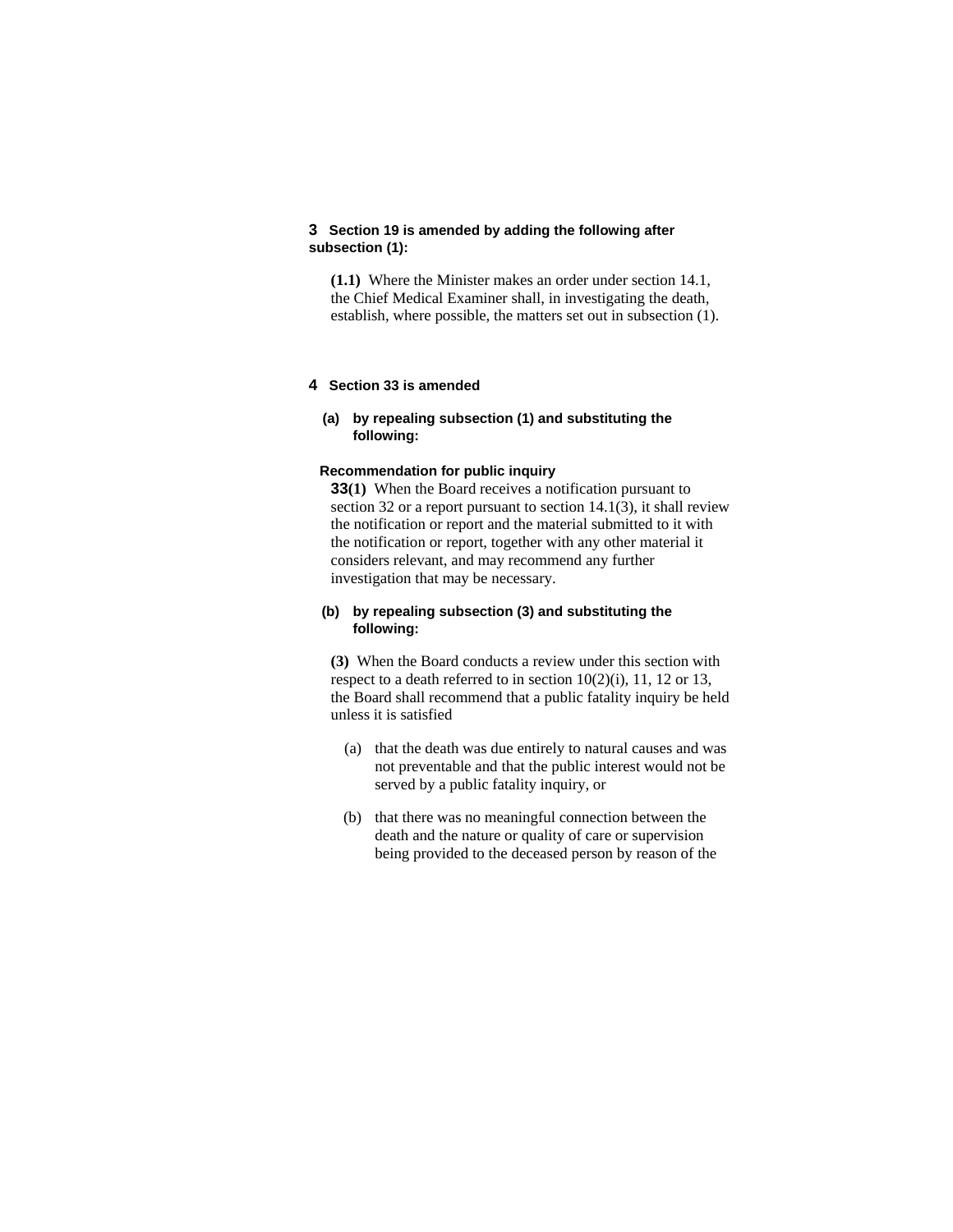**3 Section 19 is amended by adding the following after subsection (1):**

**(1.1)** Where the Minister makes an order under section 14.1, the Chief Medical Examiner shall, in investigating the death, establish, where possible, the matters set out in subsection (1).

**4 Section 33 is amended**

**(a) by repealing subsection (1) and substituting the following:**

**Recommendation for public inquiry**

**33(1)** When the Board receives a notification pursuant to section 32 or a report pursuant to section 14.1(3), it shall review the notification or report and the material submitted to it with the notification or report, together with any other material it considers relevant, and may recommend any further investigation that may be necessary.

**(b) by repealing subsection (3) and substituting the following:**

**(3)** When the Board conducts a review under this section with respect to a death referred to in section 10(2)(i), 11, 12 or 13, the Board shall recommend that a public fatality inquiry be held unless it is satisfied

(a) that the death was due entirely to natural causes and was not preventable and that the public interest would not be served by a public fatality inquiry, or

(b) that there was no meaningful connection between the death and the nature or quality of care or supervision being provided to the deceased person by reason of the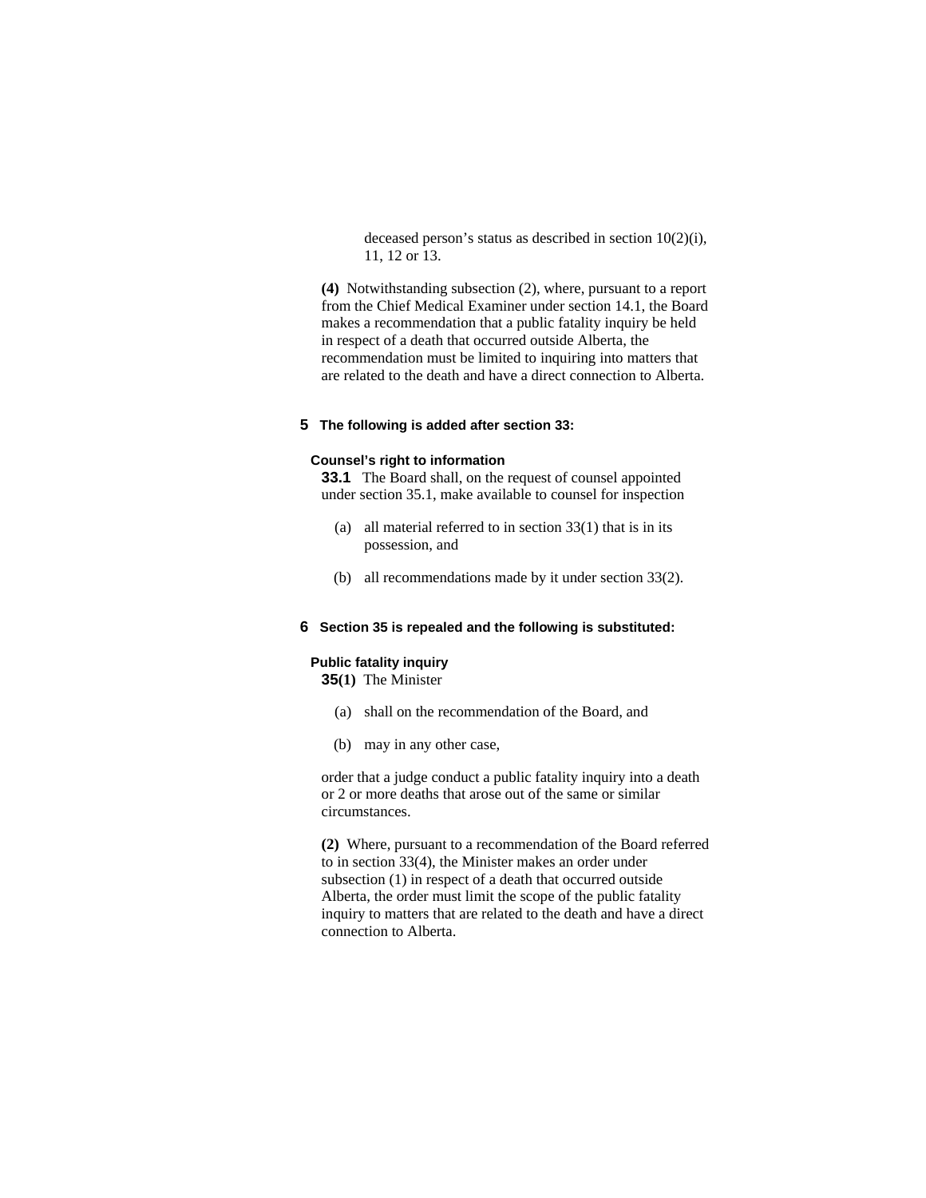deceased person's status as described in section 10(2)(i), 11, 12 or 13.

**(4)** Notwithstanding subsection (2), where, pursuant to a report from the Chief Medical Examiner under section 14.1, the Board makes a recommendation that a public fatality inquiry be held in respect of a death that occurred outside Alberta, the recommendation must be limited to inquiring into matters that are related to the death and have a direct connection to Alberta.

**5 The following is added after section 33:**

**Counsel's right to information**

**33.1** The Board shall, on the request of counsel appointed under section 35.1, make available to counsel for inspection

(a) all material referred to in section 33(1) that is in its possession, and

(b) all recommendations made by it under section 33(2).

**6 Section 35 is repealed and the following is substituted:**

**Public fatality inquiry**

**35(1)** The Minister

(a) shall on the recommendation of the Board, and

(b) may in any other case,

order that a judge conduct a public fatality inquiry into a death or 2 or more deaths that arose out of the same or similar circumstances.

**(2)** Where, pursuant to a recommendation of the Board referred to in section 33(4), the Minister makes an order under subsection (1) in respect of a death that occurred outside Alberta, the order must limit the scope of the public fatality inquiry to matters that are related to the death and have a direct connection to Alberta.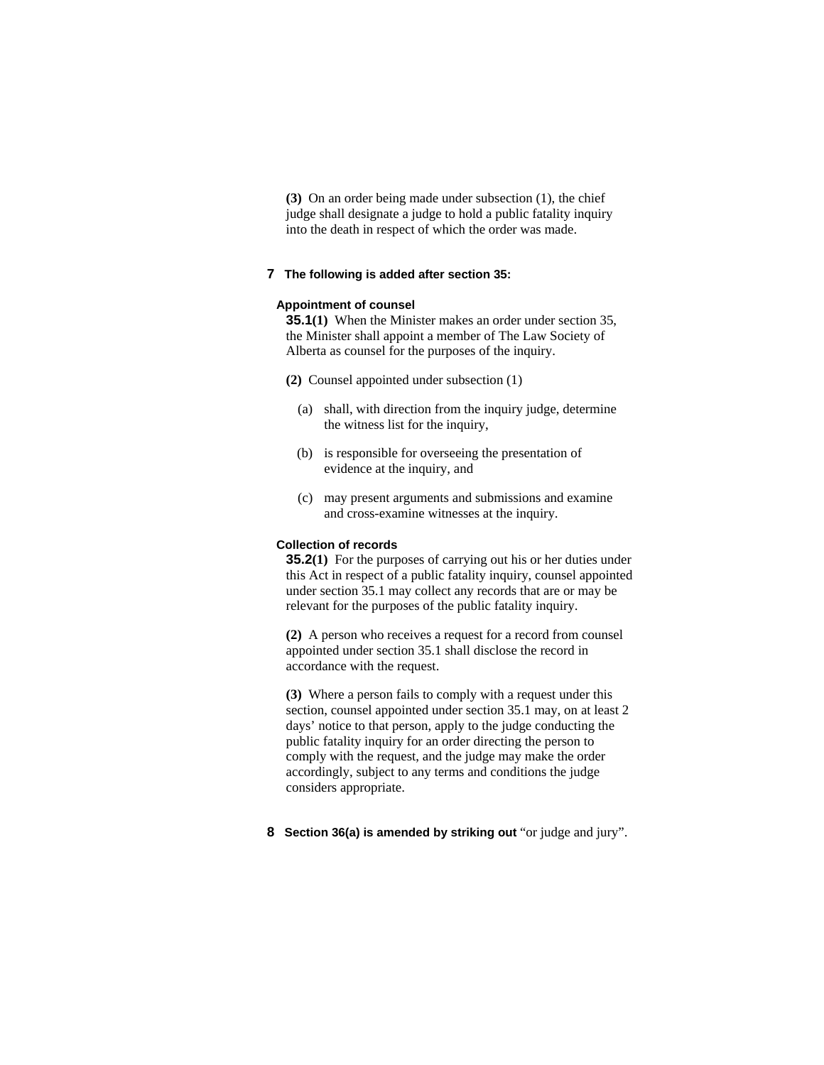**(3)** On an order being made under subsection (1), the chief judge shall designate a judge to hold a public fatality inquiry into the death in respect of which the order was made.

**7 The following is added after section 35:**

**Appointment of counsel**

**35.1(1)** When the Minister makes an order under section 35, the Minister shall appoint a member of The Law Society of Alberta as counsel for the purposes of the inquiry.

**(2)** Counsel appointed under subsection (1)

(a) shall, with direction from the inquiry judge, determine the witness list for the inquiry,

(b) is responsible for overseeing the presentation of evidence at the inquiry, and

(c) may present arguments and submissions and examine and cross-examine witnesses at the inquiry.

**Collection of records**

**35.2(1)** For the purposes of carrying out his or her duties under this Act in respect of a public fatality inquiry, counsel appointed under section 35.1 may collect any records that are or may be relevant for the purposes of the public fatality inquiry.

**(2)** A person who receives a request for a record from counsel appointed under section 35.1 shall disclose the record in accordance with the request.

**(3)** Where a person fails to comply with a request under this section, counsel appointed under section 35.1 may, on at least 2 days' notice to that person, apply to the judge conducting the public fatality inquiry for an order directing the person to comply with the request, and the judge may make the order accordingly, subject to any terms and conditions the judge considers appropriate.

**8 Section 36(a) is amended by striking out** "or judge and jury".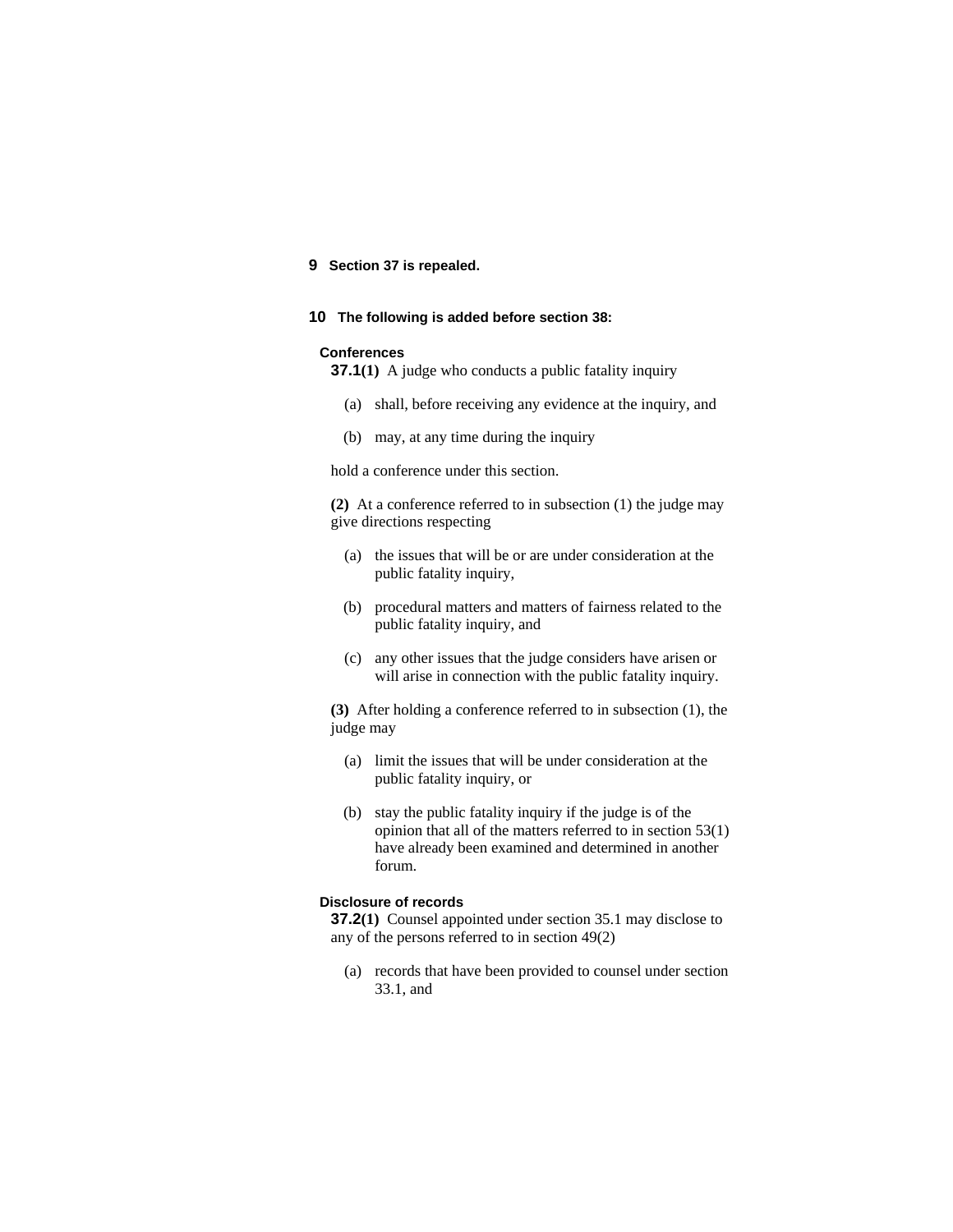**9 Section 37 is repealed.**

**10 The following is added before section 38:**

**Conferences**

**37.1(1)** A judge who conducts a public fatality inquiry

(a) shall, before receiving any evidence at the inquiry, and

(b) may, at any time during the inquiry

hold a conference under this section.

**(2)** At a conference referred to in subsection (1) the judge may give directions respecting

(a) the issues that will be or are under consideration at the public fatality inquiry,

(b) procedural matters and matters of fairness related to the public fatality inquiry, and

(c) any other issues that the judge considers have arisen or will arise in connection with the public fatality inquiry.

**(3)** After holding a conference referred to in subsection (1), the judge may

(a) limit the issues that will be under consideration at the public fatality inquiry, or

(b) stay the public fatality inquiry if the judge is of the opinion that all of the matters referred to in section 53(1) have already been examined and determined in another forum.

**Disclosure of records**

**37.2(1)** Counsel appointed under section 35.1 may disclose to any of the persons referred to in section 49(2)

(a) records that have been provided to counsel under section 33.1, and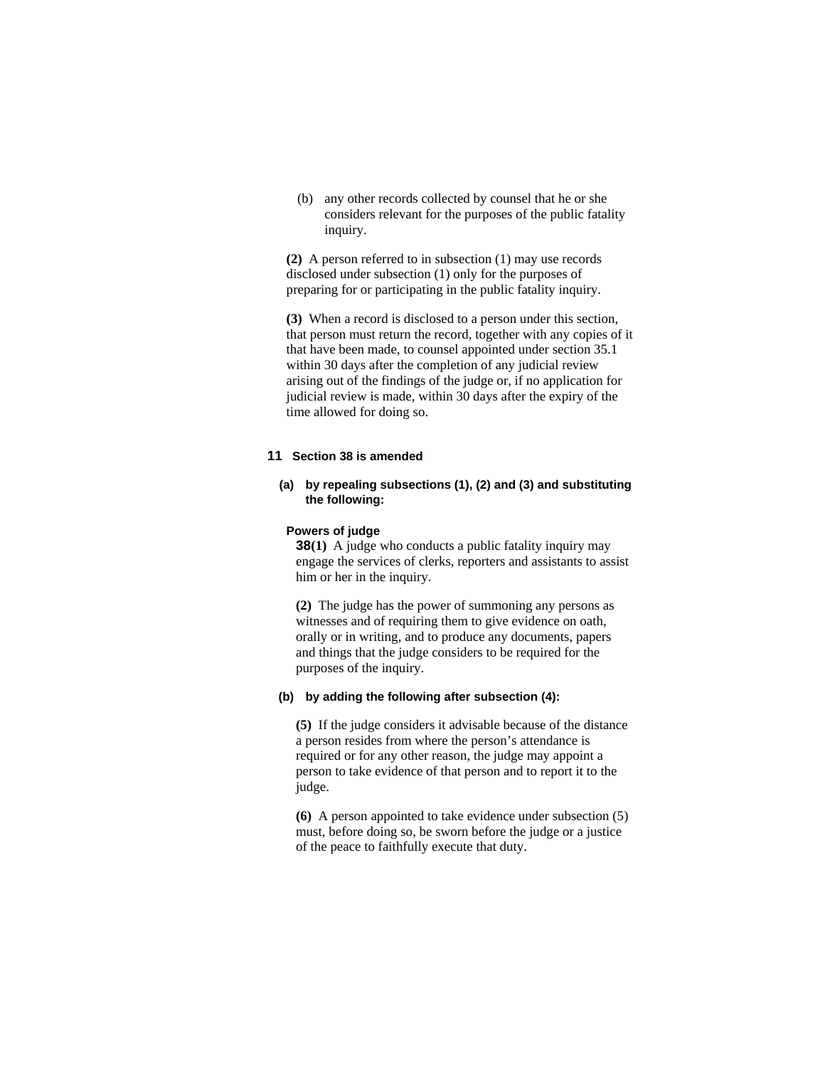(b) any other records collected by counsel that he or she considers relevant for the purposes of the public fatality inquiry.

**(2)** A person referred to in subsection (1) may use records disclosed under subsection (1) only for the purposes of preparing for or participating in the public fatality inquiry.

**(3)** When a record is disclosed to a person under this section, that person must return the record, together with any copies of it that have been made, to counsel appointed under section 35.1 within 30 days after the completion of any judicial review arising out of the findings of the judge or, if no application for judicial review is made, within 30 days after the expiry of the time allowed for doing so.

**11 Section 38 is amended**

**(a) by repealing subsections (1), (2) and (3) and substituting the following:**

**Powers of judge**

**38(1)** A judge who conducts a public fatality inquiry may engage the services of clerks, reporters and assistants to assist him or her in the inquiry.

**(2)** The judge has the power of summoning any persons as witnesses and of requiring them to give evidence on oath, orally or in writing, and to produce any documents, papers and things that the judge considers to be required for the purposes of the inquiry.

**(b) by adding the following after subsection (4):**

**(5)** If the judge considers it advisable because of the distance a person resides from where the person's attendance is required or for any other reason, the judge may appoint a person to take evidence of that person and to report it to the judge.

**(6)** A person appointed to take evidence under subsection (5) must, before doing so, be sworn before the judge or a justice of the peace to faithfully execute that duty.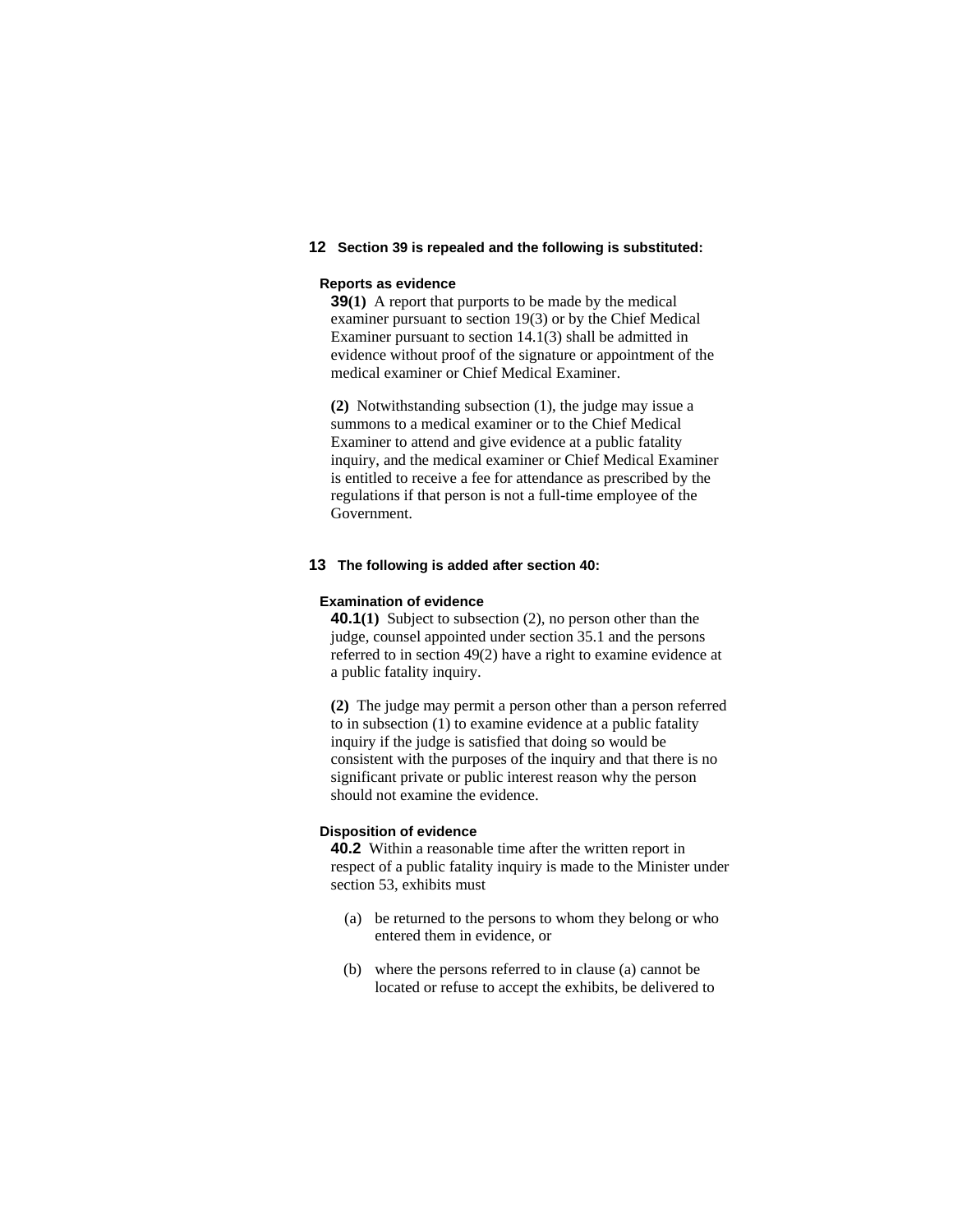**12 Section 39 is repealed and the following is substituted:**

**Reports as evidence**

**39(1)** A report that purports to be made by the medical examiner pursuant to section 19(3) or by the Chief Medical Examiner pursuant to section 14.1(3) shall be admitted in evidence without proof of the signature or appointment of the medical examiner or Chief Medical Examiner.

**(2)** Notwithstanding subsection (1), the judge may issue a summons to a medical examiner or to the Chief Medical Examiner to attend and give evidence at a public fatality inquiry, and the medical examiner or Chief Medical Examiner is entitled to receive a fee for attendance as prescribed by the regulations if that person is not a full-time employee of the Government.

**13 The following is added after section 40:**

**Examination of evidence**

**40.1(1)** Subject to subsection (2), no person other than the judge, counsel appointed under section 35.1 and the persons referred to in section 49(2) have a right to examine evidence at a public fatality inquiry.

**(2)** The judge may permit a person other than a person referred to in subsection (1) to examine evidence at a public fatality inquiry if the judge is satisfied that doing so would be consistent with the purposes of the inquiry and that there is no significant private or public interest reason why the person should not examine the evidence.

**Disposition of evidence**

**40.2** Within a reasonable time after the written report in respect of a public fatality inquiry is made to the Minister under section 53, exhibits must

(a) be returned to the persons to whom they belong or who entered them in evidence, or

(b) where the persons referred to in clause (a) cannot be located or refuse to accept the exhibits, be delivered to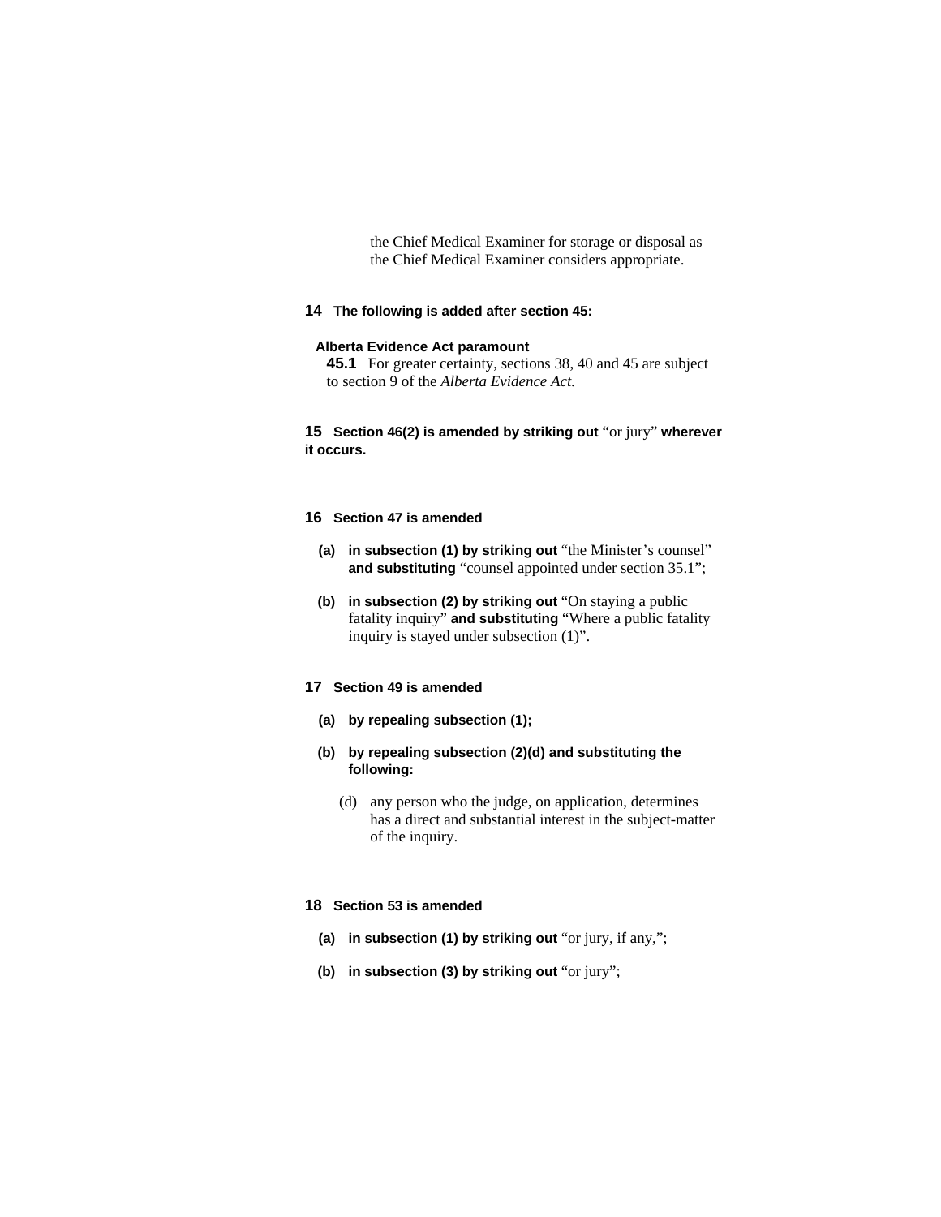the Chief Medical Examiner for storage or disposal as the Chief Medical Examiner considers appropriate.

**14 The following is added after section 45:**

**Alberta Evidence Act paramount**

**45.1** For greater certainty, sections 38, 40 and 45 are subject to section 9 of the *Alberta Evidence Act.*

**15 Section 46(2) is amended by striking out** "or jury" **wherever it occurs.**

**16 Section 47 is amended**

**(a) in subsection (1) by striking out** "the Minister's counsel" **and substituting** "counsel appointed under section 35.1";

**(b) in subsection (2) by striking out** "On staying a public fatality inquiry" **and substituting** "Where a public fatality inquiry is stayed under subsection (1)".

**17 Section 49 is amended**

**(a) by repealing subsection (1);**

**(b) by repealing subsection (2)(d) and substituting the following:**

(d) any person who the judge, on application, determines has a direct and substantial interest in the subject-matter of the inquiry.

**18 Section 53 is amended**

**(a) in subsection (1) by striking out** "or jury, if any,";

**(b) in subsection (3) by striking out** "or jury";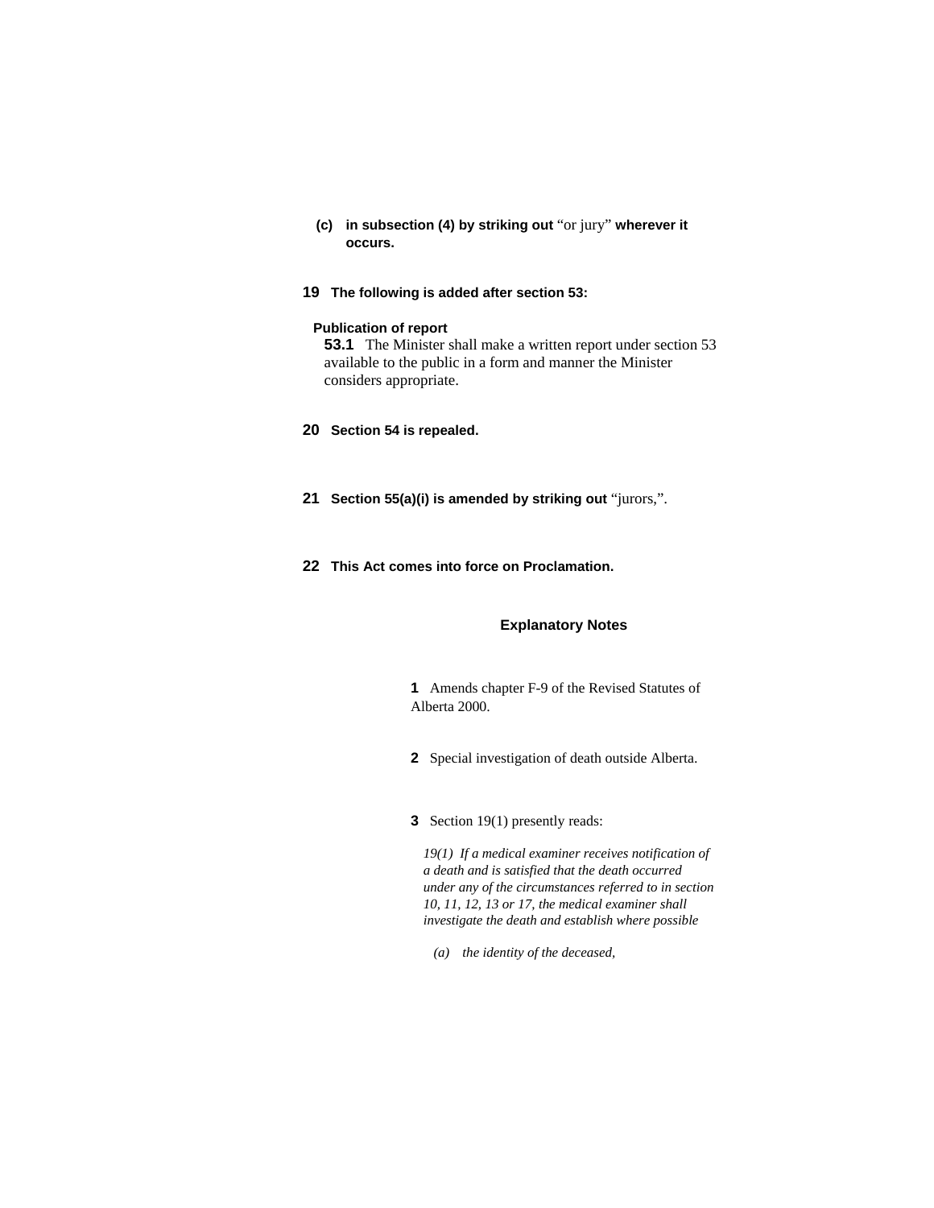**(c) in subsection (4) by striking out** “or jury” **wherever it occurs.**

**19 The following is added after section 53:**

**Publication of report**

**53.1** The Minister shall make a written report under section 53 available to the public in a form and manner the Minister considers appropriate.

**20 Section 54 is repealed.**

**21 Section 55(a)(i) is amended by striking out** “jurors,”.

**22 This Act comes into force on Proclamation.**

## Explanatory Notes

**1** Amends chapter F-9 of the Revised Statutes of Alberta 2000.

**2** Special investigation of death outside Alberta.

**3** Section 19(1) presently reads:

*19(1) If a medical examiner receives notification of a death and is satisfied that the death occurred under any of the circumstances referred to in section 10, 11, 12, 13 or 17, the medical examiner shall investigate the death and establish where possible*

*(a) the identity of the deceased,*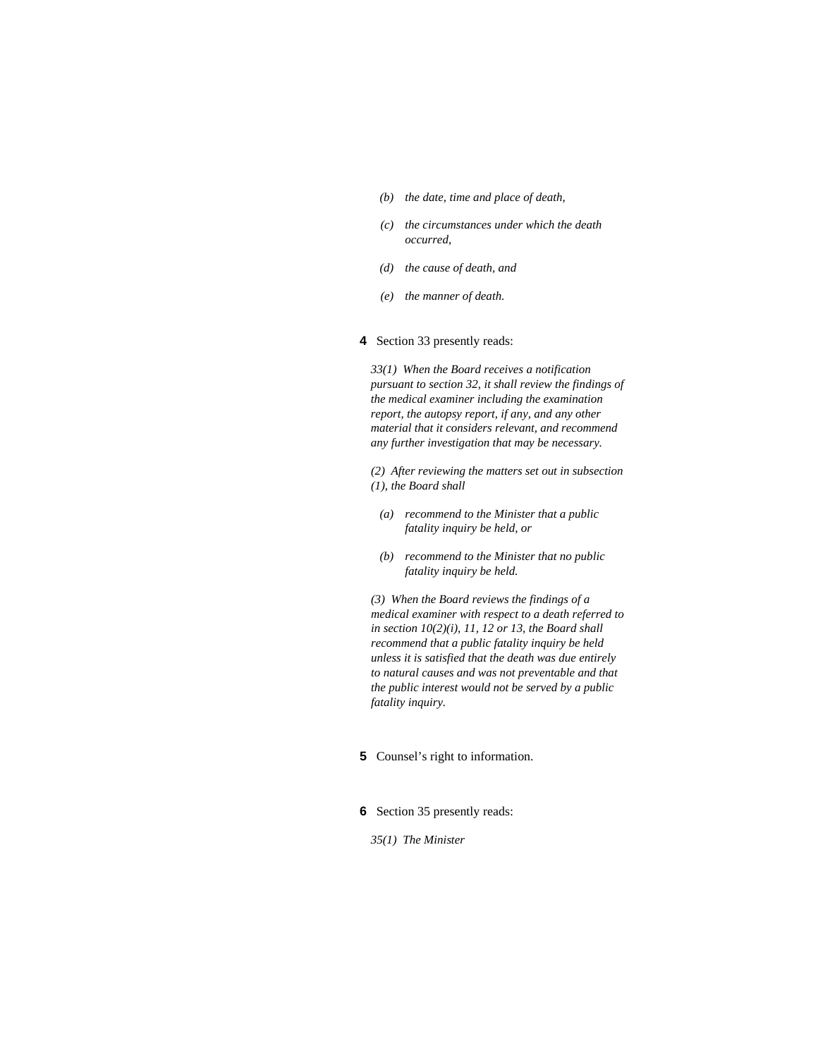*(b) the date, time and place of death,*

*(c) the circumstances under which the death occurred,*

*(d) the cause of death, and*

*(e) the manner of death.*

**4** Section 33 presently reads:

*33(1) When the Board receives a notification pursuant to section 32, it shall review the findings of the medical examiner including the examination report, the autopsy report, if any, and any other material that it considers relevant, and recommend any further investigation that may be necessary.*

*(2) After reviewing the matters set out in subsection (1), the Board shall*

*(a) recommend to the Minister that a public fatality inquiry be held, or*

*(b) recommend to the Minister that no public fatality inquiry be held.*

*(3) When the Board reviews the findings of a medical examiner with respect to a death referred to in section 10(2)(i), 11, 12 or 13, the Board shall recommend that a public fatality inquiry be held unless it is satisfied that the death was due entirely to natural causes and was not preventable and that the public interest would not be served by a public fatality inquiry.*

**5** Counsel's right to information.

**6** Section 35 presently reads:

*35(1) The Minister*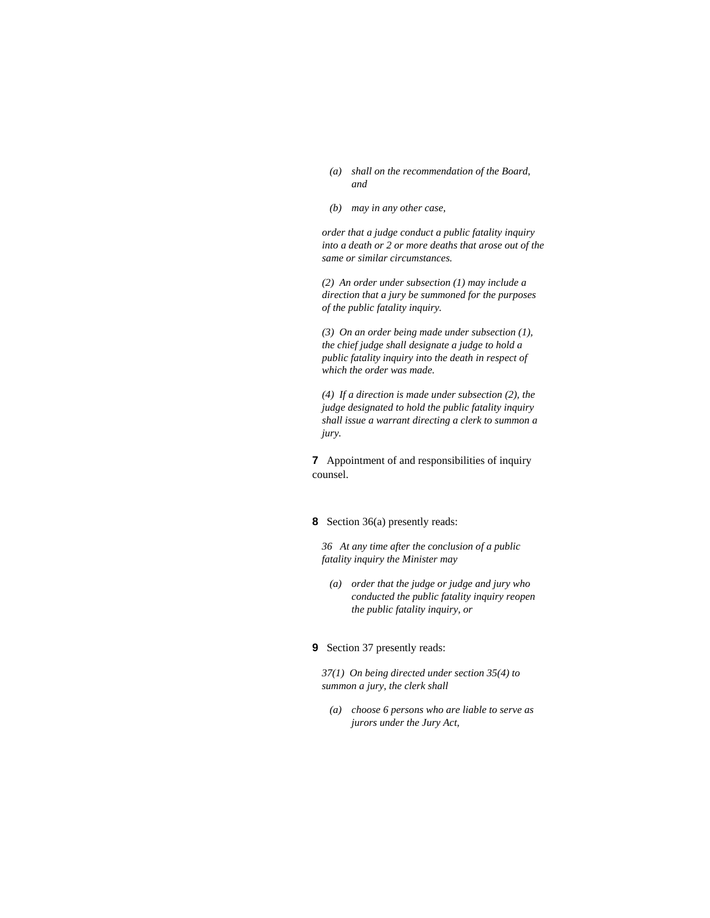*(a) shall on the recommendation of the Board, and*

*(b) may in any other case,*

*order that a judge conduct a public fatality inquiry into a death or 2 or more deaths that arose out of the same or similar circumstances.*

*(2) An order under subsection (1) may include a direction that a jury be summoned for the purposes of the public fatality inquiry.*

*(3) On an order being made under subsection (1), the chief judge shall designate a judge to hold a public fatality inquiry into the death in respect of which the order was made.*

*(4) If a direction is made under subsection (2), the judge designated to hold the public fatality inquiry shall issue a warrant directing a clerk to summon a jury.*

**7** Appointment of and responsibilities of inquiry counsel.

**8** Section 36(a) presently reads:

*36 At any time after the conclusion of a public fatality inquiry the Minister may*

*(a) order that the judge or judge and jury who conducted the public fatality inquiry reopen the public fatality inquiry, or*

**9** Section 37 presently reads:

*37(1) On being directed under section 35(4) to summon a jury, the clerk shall*

*(a) choose 6 persons who are liable to serve as jurors under the Jury Act,*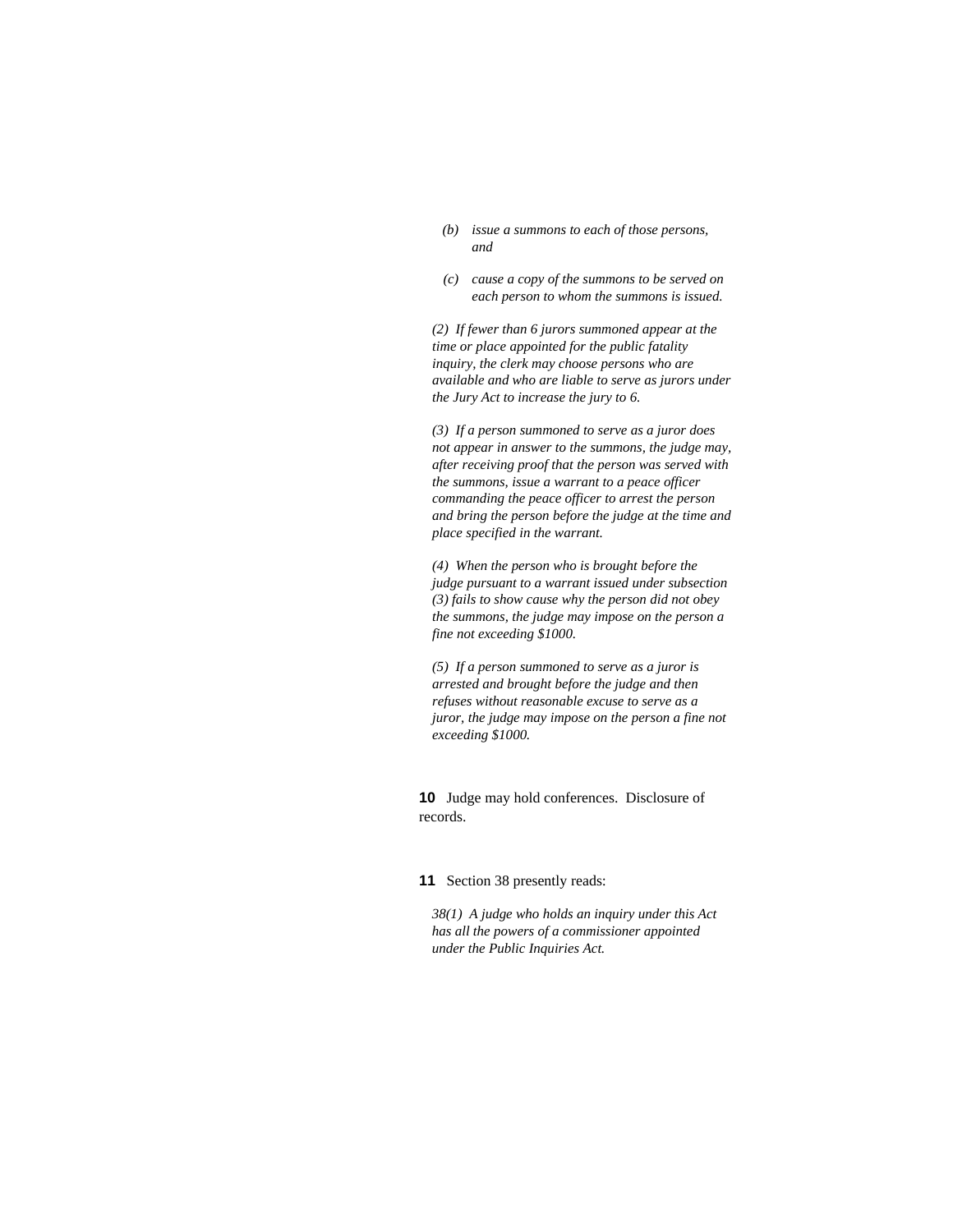*(b) issue a summons to each of those persons, and*

*(c) cause a copy of the summons to be served on each person to whom the summons is issued.*

*(2) If fewer than 6 jurors summoned appear at the time or place appointed for the public fatality inquiry, the clerk may choose persons who are available and who are liable to serve as jurors under the Jury Act to increase the jury to 6.*

*(3) If a person summoned to serve as a juror does not appear in answer to the summons, the judge may, after receiving proof that the person was served with the summons, issue a warrant to a peace officer commanding the peace officer to arrest the person and bring the person before the judge at the time and place specified in the warrant.*

*(4) When the person who is brought before the judge pursuant to a warrant issued under subsection (3) fails to show cause why the person did not obey the summons, the judge may impose on the person a fine not exceeding $1000.*

*(5) If a person summoned to serve as a juror is arrested and brought before the judge and then refuses without reasonable excuse to serve as a juror, the judge may impose on the person a fine not exceeding $1000.*

**10** Judge may hold conferences. Disclosure of records.

**11** Section 38 presently reads:

*38(1) A judge who holds an inquiry under this Act has all the powers of a commissioner appointed under the Public Inquiries Act.*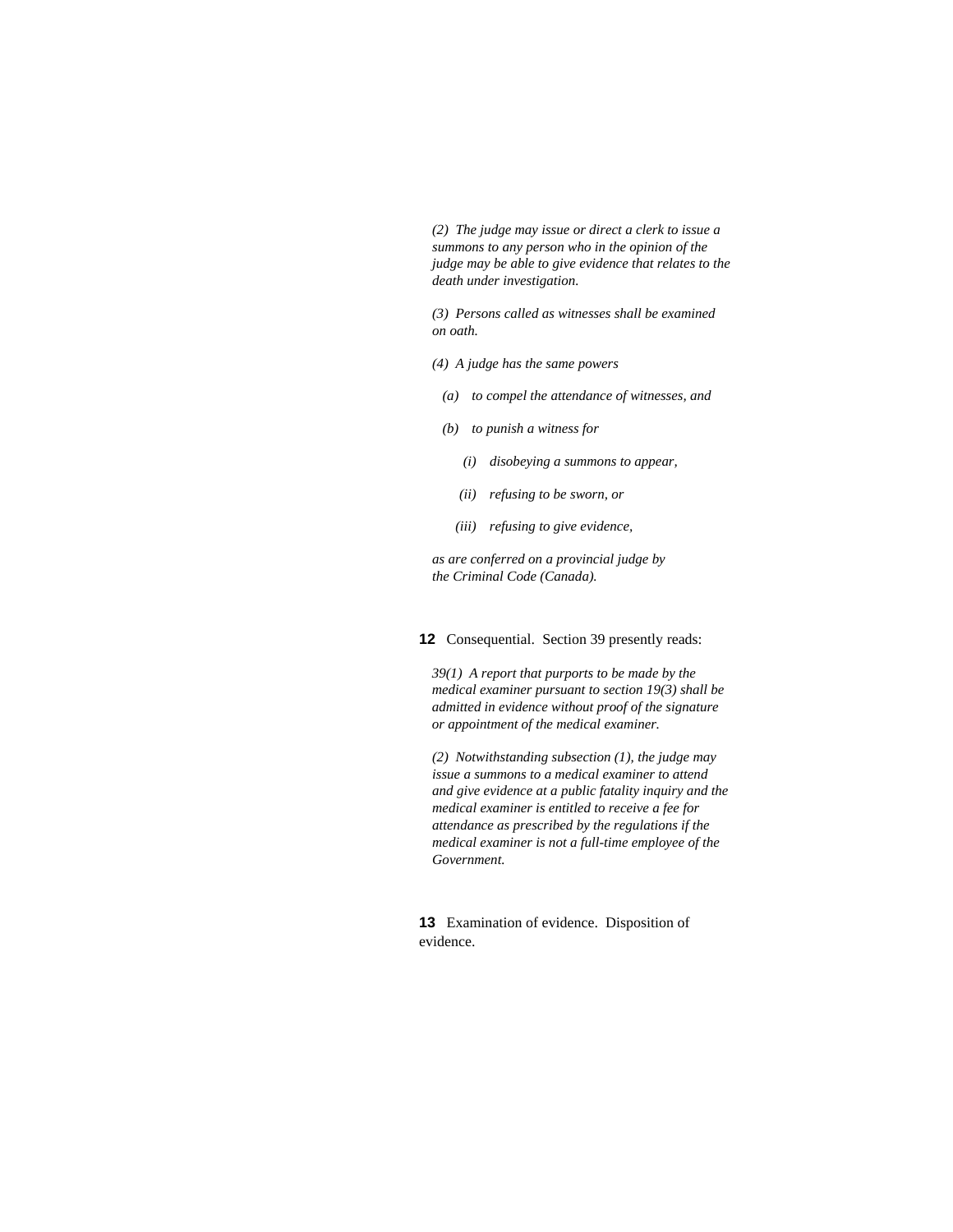*(2) The judge may issue or direct a clerk to issue a summons to any person who in the opinion of the judge may be able to give evidence that relates to the death under investigation.*

*(3) Persons called as witnesses shall be examined on oath.*

*(4) A judge has the same powers*

*(a) to compel the attendance of witnesses, and*

*(b) to punish a witness for*

*(i) disobeying a summons to appear,*

*(ii) refusing to be sworn, or*

*(iii) refusing to give evidence,*

*as are conferred on a provincial judge by the Criminal Code (Canada).*

**12** Consequential. Section 39 presently reads:

*39(1) A report that purports to be made by the medical examiner pursuant to section 19(3) shall be admitted in evidence without proof of the signature or appointment of the medical examiner.*

*(2) Notwithstanding subsection (1), the judge may issue a summons to a medical examiner to attend and give evidence at a public fatality inquiry and the medical examiner is entitled to receive a fee for attendance as prescribed by the regulations if the medical examiner is not a full-time employee of the Government.*

**13** Examination of evidence. Disposition of evidence.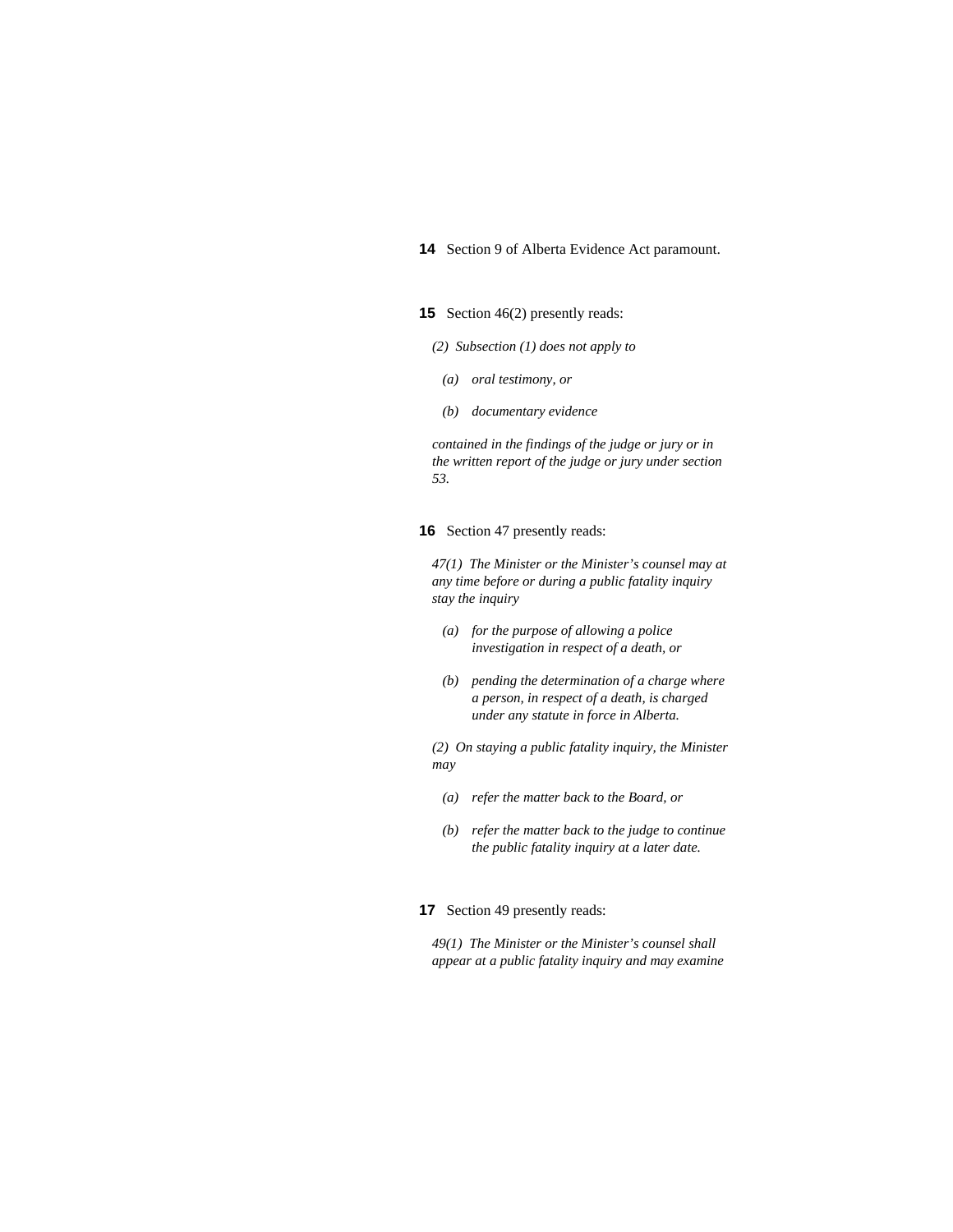**14** Section 9 of Alberta Evidence Act paramount.

**15** Section 46(2) presently reads:

*(2) Subsection (1) does not apply to*

*(a) oral testimony, or*

*(b) documentary evidence*

*contained in the findings of the judge or jury or in the written report of the judge or jury under section 53.*

**16** Section 47 presently reads:

*47(1) The Minister or the Minister's counsel may at any time before or during a public fatality inquiry stay the inquiry*

*(a) for the purpose of allowing a police investigation in respect of a death, or*

*(b) pending the determination of a charge where a person, in respect of a death, is charged under any statute in force in Alberta.*

*(2) On staying a public fatality inquiry, the Minister may*

*(a) refer the matter back to the Board, or*

*(b) refer the matter back to the judge to continue the public fatality inquiry at a later date.*

**17** Section 49 presently reads:

*49(1) The Minister or the Minister's counsel shall appear at a public fatality inquiry and may examine*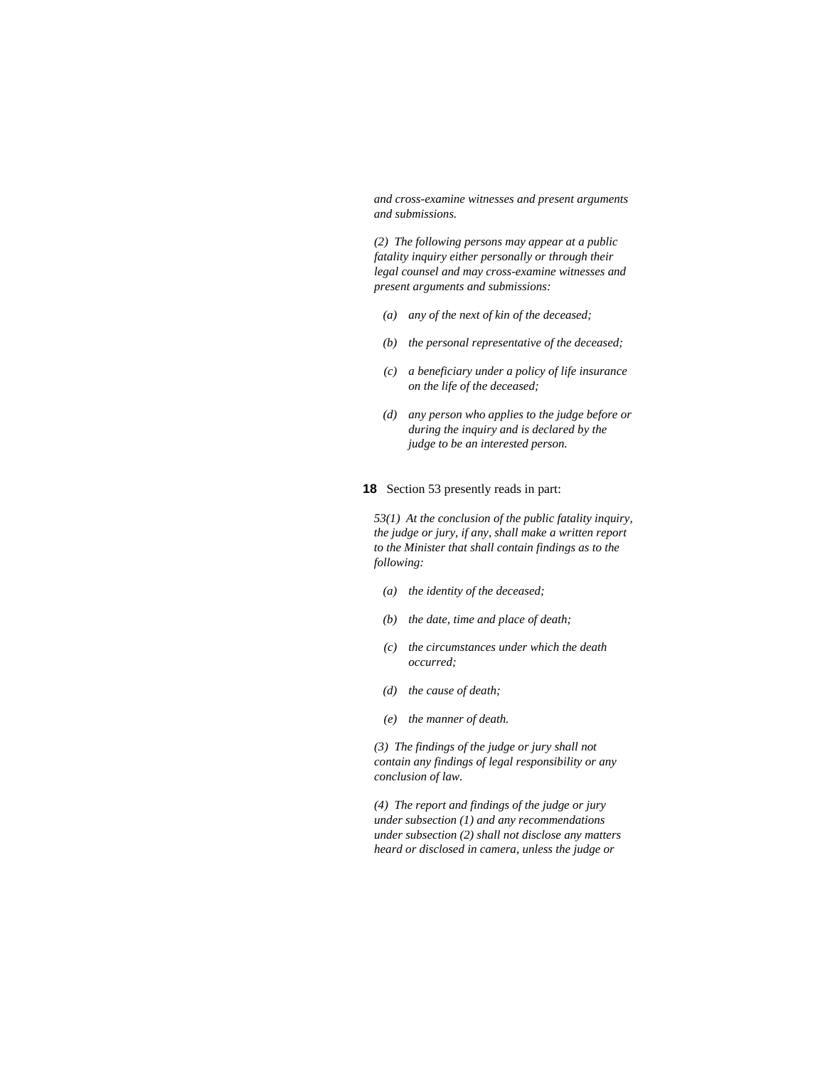*and cross-examine witnesses and present arguments and submissions.*

*(2) The following persons may appear at a public fatality inquiry either personally or through their legal counsel and may cross-examine witnesses and present arguments and submissions:*

- *(a) any of the next of kin of the deceased;*
- *(b) the personal representative of the deceased;*
- *(c) a beneficiary under a policy of life insurance on the life of the deceased;*
- *(d) any person who applies to the judge before or during the inquiry and is declared by the judge to be an interested person.*

**18** Section 53 presently reads in part:

*53(1) At the conclusion of the public fatality inquiry, the judge or jury, if any, shall make a written report to the Minister that shall contain findings as to the following:*

- *(a) the identity of the deceased;*
- *(b) the date, time and place of death;*
- *(c) the circumstances under which the death occurred;*
- *(d) the cause of death;*
- *(e) the manner of death.*

*(3) The findings of the judge or jury shall not contain any findings of legal responsibility or any conclusion of law.*

*(4) The report and findings of the judge or jury under subsection (1) and any recommendations under subsection (2) shall not disclose any matters heard or disclosed in camera, unless the judge or*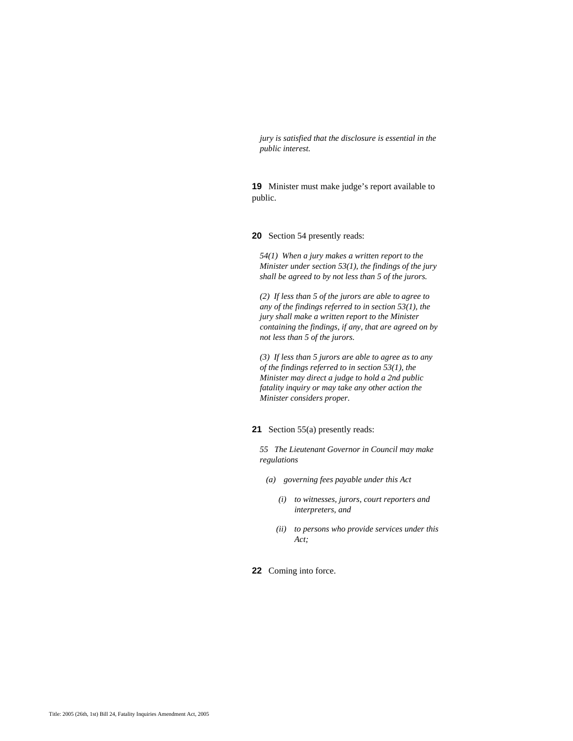*jury is satisfied that the disclosure is essential in the public interest.*

**19** Minister must make judge's report available to public.

**20** Section 54 presently reads:

*54(1) When a jury makes a written report to the Minister under section 53(1), the findings of the jury shall be agreed to by not less than 5 of the jurors.*

*(2) If less than 5 of the jurors are able to agree to any of the findings referred to in section 53(1), the jury shall make a written report to the Minister containing the findings, if any, that are agreed on by not less than 5 of the jurors.*

*(3) If less than 5 jurors are able to agree as to any of the findings referred to in section 53(1), the Minister may direct a judge to hold a 2nd public fatality inquiry or may take any other action the Minister considers proper.*

**21** Section 55(a) presently reads:

*55 The Lieutenant Governor in Council may make regulations*

*(a) governing fees payable under this Act*

*(i) to witnesses, jurors, court reporters and interpreters, and*

*(ii) to persons who provide services under this Act;*

**22** Coming into force.